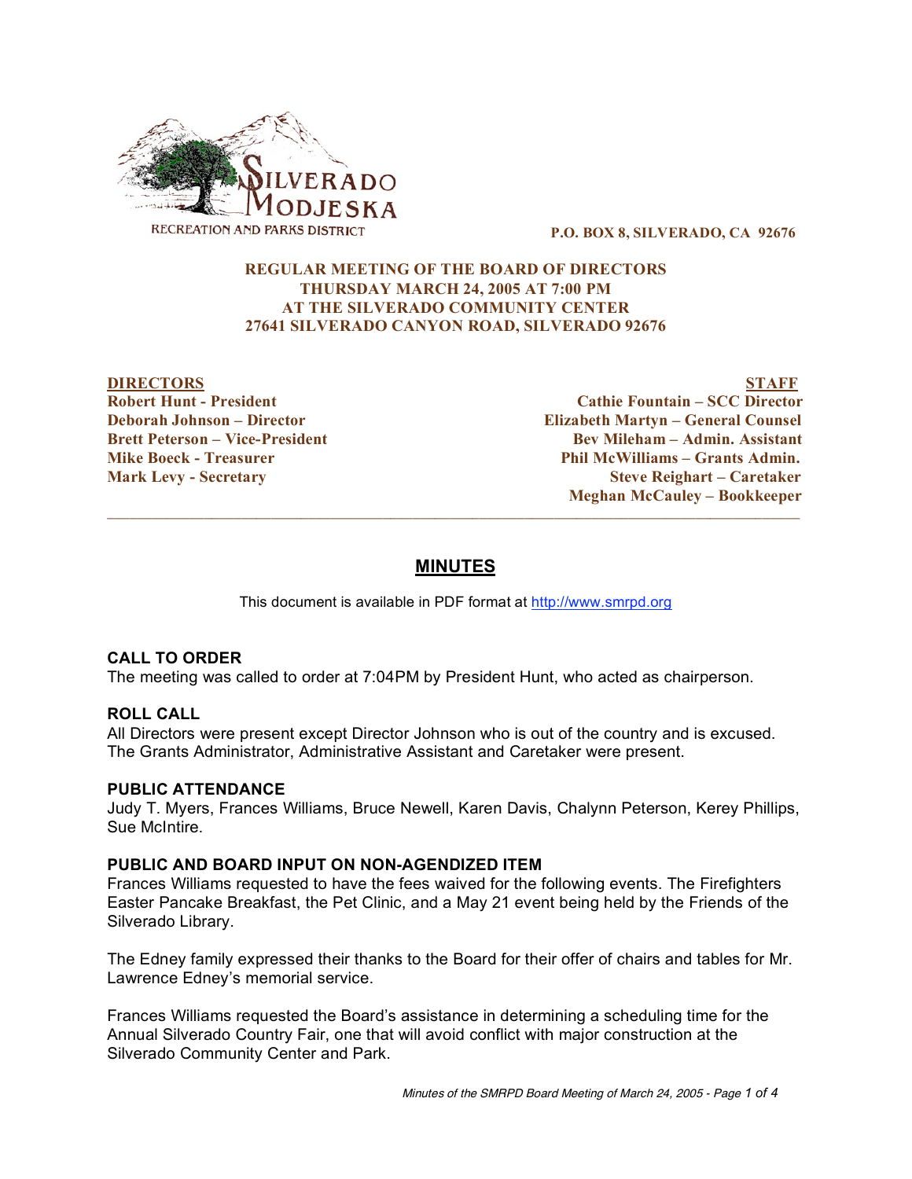SILVERADO MODJESKA
RECREATION AND PARKS DISTRICT

**P.O. BOX 8, SILVERADO, CA 92676**

**REGULAR MEETING OF THE BOARD OF DIRECTORS**
**THURSDAY MARCH 24, 2005 AT 7:00 PM**
**AT THE SILVERADO COMMUNITY CENTER**
**27641 SILVERADO CANYON ROAD, SILVERADO 92676**

| DIRECTORS | STAFF |
|---|---|
| Robert Hunt - President | Cathie Fountain – SCC Director |
| Deborah Johnson – Director | Elizabeth Martyn – General Counsel |
| Brett Peterson – Vice-President | Bev Mileham – Admin. Assistant |
| Mike Boeck - Treasurer | Phil McWilliams – Grants Admin. |
| Mark Levy - Secretary | Steve Reighart – Caretaker |
| | Meghan McCauley – Bookkeeper |

# MINUTES

This document is available in PDF format at http://www.smrpd.org

## CALL TO ORDER

The meeting was called to order at 7:04PM by President Hunt, who acted as chairperson.

## ROLL CALL

All Directors were present except Director Johnson who is out of the country and is excused. The Grants Administrator, Administrative Assistant and Caretaker were present.

## PUBLIC ATTENDANCE

Judy T. Myers, Frances Williams, Bruce Newell, Karen Davis, Chalynn Peterson, Kerey Phillips, Sue McIntire.

## PUBLIC AND BOARD INPUT ON NON-AGENDIZED ITEM

Frances Williams requested to have the fees waived for the following events. The Firefighters Easter Pancake Breakfast, the Pet Clinic, and a May 21 event being held by the Friends of the Silverado Library.

The Edney family expressed their thanks to the Board for their offer of chairs and tables for Mr. Lawrence Edney's memorial service.

Frances Williams requested the Board's assistance in determining a scheduling time for the Annual Silverado Country Fair, one that will avoid conflict with major construction at the Silverado Community Center and Park.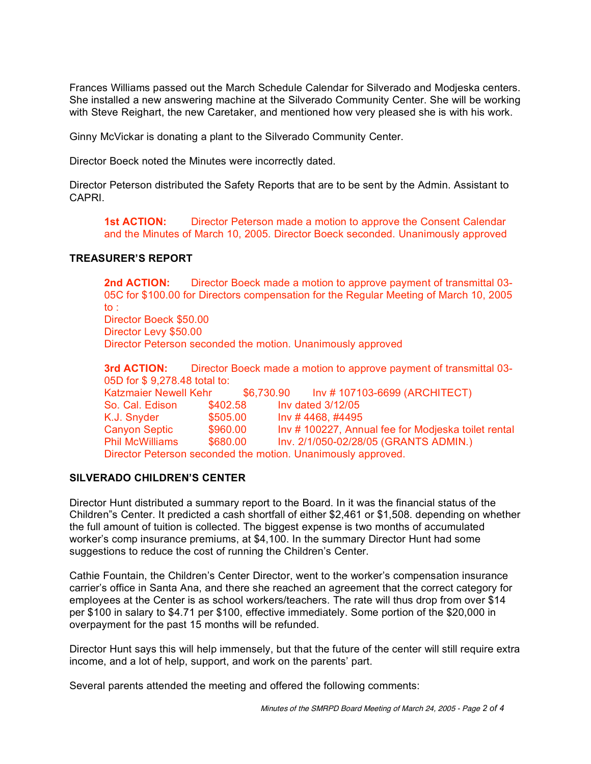Frances Williams passed out the March Schedule Calendar for Silverado and Modjeska centers. She installed a new answering machine at the Silverado Community Center. She will be working with Steve Reighart, the new Caretaker, and mentioned how very pleased she is with his work.

Ginny McVickar is donating a plant to the Silverado Community Center.

Director Boeck noted the Minutes were incorrectly dated.

Director Peterson distributed the Safety Reports that are to be sent by the Admin. Assistant to CAPRI.

> **1st ACTION:** Director Peterson made a motion to approve the Consent Calendar and the Minutes of March 10, 2005. Director Boeck seconded. Unanimously approved

### TREASURER'S REPORT

> **2nd ACTION:** Director Boeck made a motion to approve payment of transmittal 03-05C for $100.00 for Directors compensation for the Regular Meeting of March 10, 2005 to :
> Director Boeck $50.00
> Director Levy $50.00
> Director Peterson seconded the motion. Unanimously approved

> **3rd ACTION:** Director Boeck made a motion to approve payment of transmittal 03-05D for $ 9,278.48 total to:

| | | |
|---|---|---|
| Katzmaier Newell Kehr | $6,730.90 | Inv # 107103-6699 (ARCHITECT) |
| So. Cal. Edison | $402.58 | Inv dated 3/12/05 |
| K.J. Snyder | $505.00 | Inv # 4468, #4495 |
| Canyon Septic | $960.00 | Inv # 100227, Annual fee for Modjeska toilet rental |
| Phil McWilliams | $680.00 | Inv. 2/1/050-02/28/05 (GRANTS ADMIN.) |

> Director Peterson seconded the motion. Unanimously approved.

### SILVERADO CHILDREN'S CENTER

Director Hunt distributed a summary report to the Board. In it was the financial status of the Children"s Center. It predicted a cash shortfall of either $2,461 or $1,508. depending on whether the full amount of tuition is collected. The biggest expense is two months of accumulated worker's comp insurance premiums, at $4,100. In the summary Director Hunt had some suggestions to reduce the cost of running the Children's Center.

Cathie Fountain, the Children's Center Director, went to the worker's compensation insurance carrier's office in Santa Ana, and there she reached an agreement that the correct category for employees at the Center is as school workers/teachers. The rate will thus drop from over $14 per $100 in salary to $4.71 per $100, effective immediately. Some portion of the $20,000 in overpayment for the past 15 months will be refunded.

Director Hunt says this will help immensely, but that the future of the center will still require extra income, and a lot of help, support, and work on the parents' part.

Several parents attended the meeting and offered the following comments: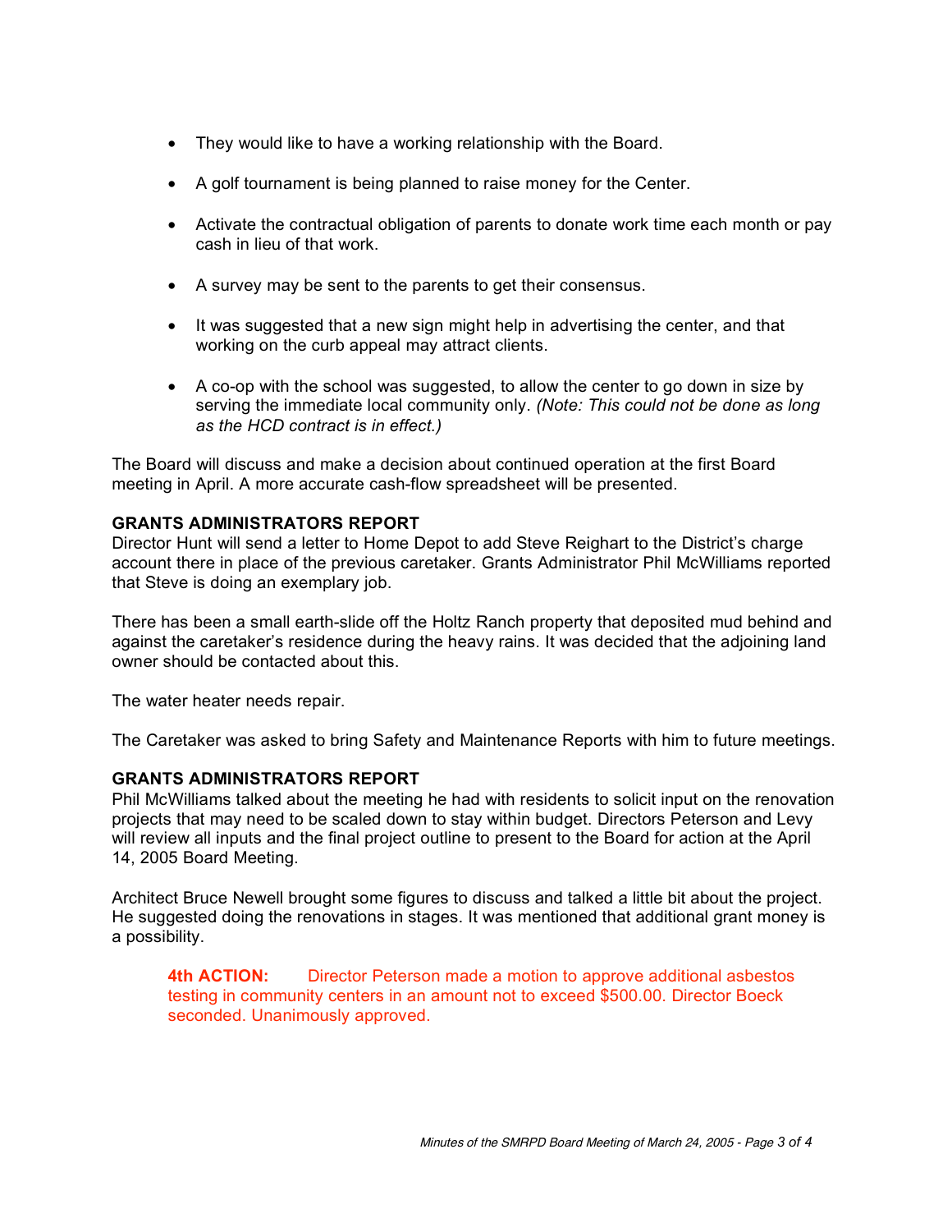- They would like to have a working relationship with the Board.
- A golf tournament is being planned to raise money for the Center.
- Activate the contractual obligation of parents to donate work time each month or pay cash in lieu of that work.
- A survey may be sent to the parents to get their consensus.
- It was suggested that a new sign might help in advertising the center, and that working on the curb appeal may attract clients.
- A co-op with the school was suggested, to allow the center to go down in size by serving the immediate local community only. *(Note: This could not be done as long as the HCD contract is in effect.)*

The Board will discuss and make a decision about continued operation at the first Board meeting in April. A more accurate cash-flow spreadsheet will be presented.

**GRANTS ADMINISTRATORS REPORT**

Director Hunt will send a letter to Home Depot to add Steve Reighart to the District's charge account there in place of the previous caretaker. Grants Administrator Phil McWilliams reported that Steve is doing an exemplary job.

There has been a small earth-slide off the Holtz Ranch property that deposited mud behind and against the caretaker's residence during the heavy rains. It was decided that the adjoining land owner should be contacted about this.

The water heater needs repair.

The Caretaker was asked to bring Safety and Maintenance Reports with him to future meetings.

**GRANTS ADMINISTRATORS REPORT**

Phil McWilliams talked about the meeting he had with residents to solicit input on the renovation projects that may need to be scaled down to stay within budget. Directors Peterson and Levy will review all inputs and the final project outline to present to the Board for action at the April 14, 2005 Board Meeting.

Architect Bruce Newell brought some figures to discuss and talked a little bit about the project. He suggested doing the renovations in stages. It was mentioned that additional grant money is a possibility.

> **4th ACTION:** Director Peterson made a motion to approve additional asbestos testing in community centers in an amount not to exceed $500.00. Director Boeck seconded. Unanimously approved.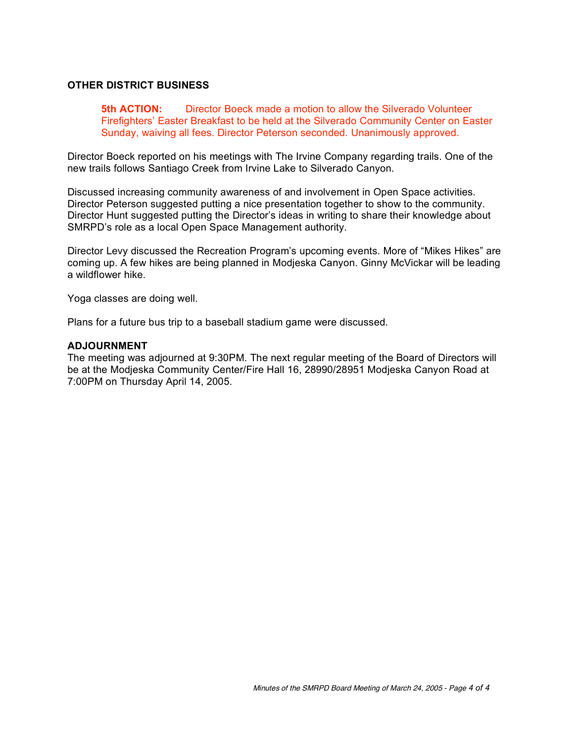**OTHER DISTRICT BUSINESS**

> **5th ACTION:** Director Boeck made a motion to allow the Silverado Volunteer Firefighters' Easter Breakfast to be held at the Silverado Community Center on Easter Sunday, waiving all fees. Director Peterson seconded. Unanimously approved.

Director Boeck reported on his meetings with The Irvine Company regarding trails. One of the new trails follows Santiago Creek from Irvine Lake to Silverado Canyon.

Discussed increasing community awareness of and involvement in Open Space activities. Director Peterson suggested putting a nice presentation together to show to the community. Director Hunt suggested putting the Director's ideas in writing to share their knowledge about SMRPD's role as a local Open Space Management authority.

Director Levy discussed the Recreation Program's upcoming events. More of "Mikes Hikes" are coming up. A few hikes are being planned in Modjeska Canyon. Ginny McVickar will be leading a wildflower hike.

Yoga classes are doing well.

Plans for a future bus trip to a baseball stadium game were discussed.

**ADJOURNMENT**

The meeting was adjourned at 9:30PM. The next regular meeting of the Board of Directors will be at the Modjeska Community Center/Fire Hall 16, 28990/28951 Modjeska Canyon Road at 7:00PM on Thursday April 14, 2005.